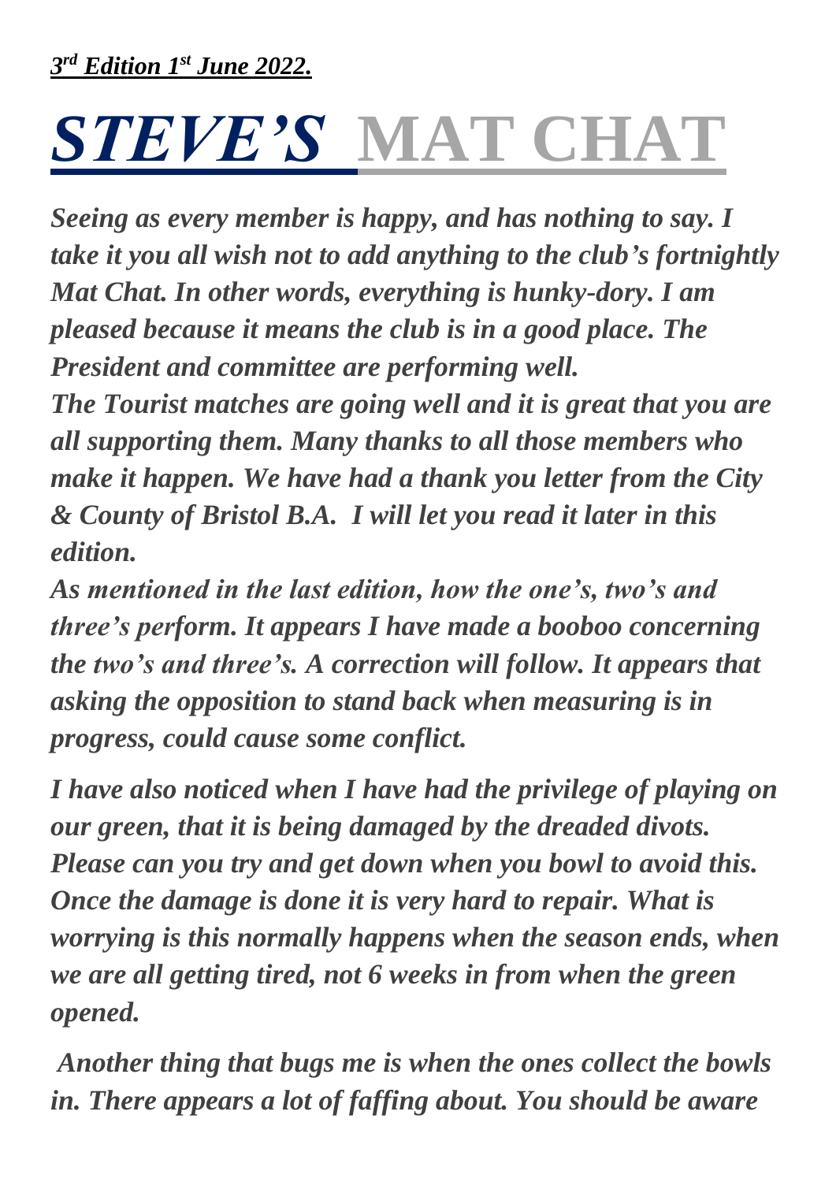***3rd Edition 1st June 2022.***

# *STEVE'S* MAT CHAT

***Seeing as every member is happy, and has nothing to say. I take it you all wish not to add anything to the club's fortnightly Mat Chat. In other words, everything is hunky-dory. I am pleased because it means the club is in a good place. The President and committee are performing well.***

***The Tourist matches are going well and it is great that you are all supporting them. Many thanks to all those members who make it happen. We have had a thank you letter from the City & County of Bristol B.A. I will let you read it later in this edition.***

***As mentioned in the last edition, how the one's, two's and three's perform. It appears I have made a booboo concerning the two's and three's. A correction will follow. It appears that asking the opposition to stand back when measuring is in progress, could cause some conflict.***

***I have also noticed when I have had the privilege of playing on our green, that it is being damaged by the dreaded divots. Please can you try and get down when you bowl to avoid this. Once the damage is done it is very hard to repair. What is worrying is this normally happens when the season ends, when we are all getting tired, not 6 weeks in from when the green opened.***

***Another thing that bugs me is when the ones collect the bowls in. There appears a lot of faffing about. You should be aware***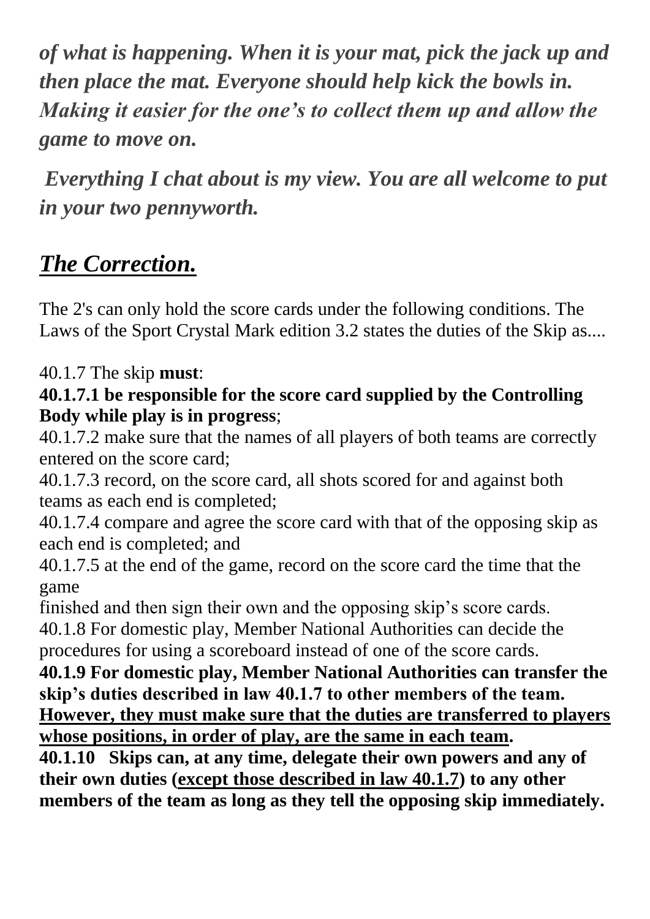***of what is happening. When it is your mat, pick the jack up and then place the mat. Everyone should help kick the bowls in. Making it easier for the one's to collect them up and allow the game to move on.***

***Everything I chat about is my view. You are all welcome to put in your two pennyworth.***

## ***<u>The Correction.</u>***

The 2's can only hold the score cards under the following conditions. The Laws of the Sport Crystal Mark edition 3.2 states the duties of the Skip as....

40.1.7 The skip **must**:

**40.1.7.1 be responsible for the score card supplied by the Controlling Body while play is in progress**;

40.1.7.2 make sure that the names of all players of both teams are correctly entered on the score card;

40.1.7.3 record, on the score card, all shots scored for and against both teams as each end is completed;

40.1.7.4 compare and agree the score card with that of the opposing skip as each end is completed; and

40.1.7.5 at the end of the game, record on the score card the time that the game
finished and then sign their own and the opposing skip's score cards.

40.1.8 For domestic play, Member National Authorities can decide the procedures for using a scoreboard instead of one of the score cards.

**40.1.9 For domestic play, Member National Authorities can transfer the skip's duties described in law 40.1.7 to other members of the team. <u>However, they must make sure that the duties are transferred to players whose positions, in order of play, are the same in each team</u>.**

**40.1.10 Skips can, at any time, delegate their own powers and any of their own duties (<u>except those described in law 40.1.7</u>) to any other members of the team as long as they tell the opposing skip immediately.**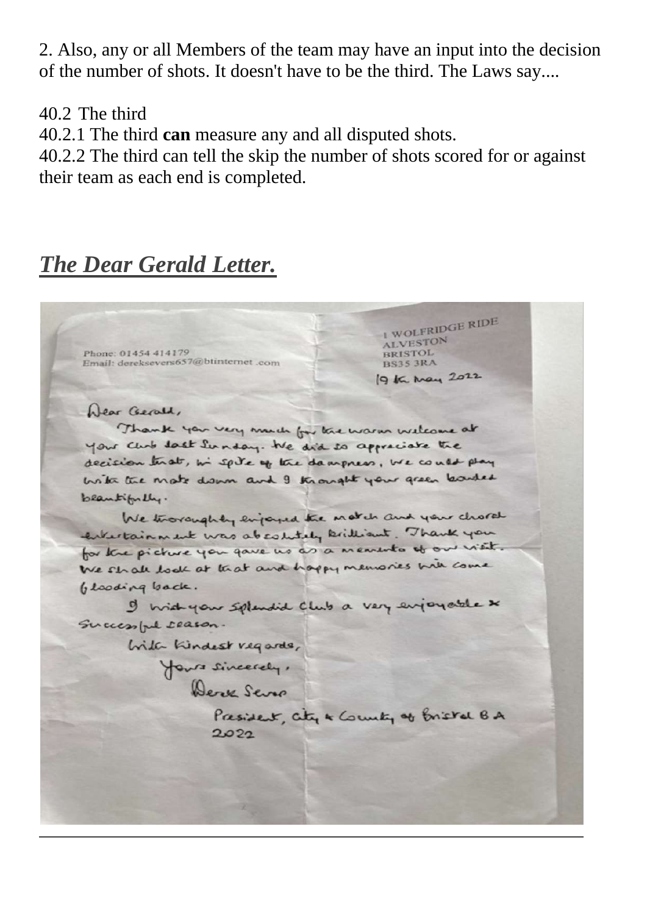2. Also, any or all Members of the team may have an input into the decision of the number of shots. It doesn't have to be the third. The Laws say....

40.2 The third
40.2.1 The third **can** measure any and all disputed shots.
40.2.2 The third can tell the skip the number of shots scored for or against their team as each end is completed.

## ***The Dear Gerald Letter.***

Phone: 01454 414179
Email: dereksevers657@btinternet .com

1 WOLFRIDGE RIDE
ALVESTON
BRISTOL
BS35 3RA

19th May 2022

Dear Gerald,

Thank you very much for the warm welcome at your club last Sunday. We did so appreciate the decision that, in spite of the dampness, we could play with the mats down and I thought your green bowled beautifully.

We thoroughly enjoyed the match and your choral entertainment was absolutely brilliant. Thank you for the picture you gave us as a memento of our visit. We shall look at that and happy memories will come flooding back.

I wish your splendid club a very enjoyable & successful season.

With kindest regards,

Yours sincerely,

Derek Severs

President, City & County of Bristol B A
2022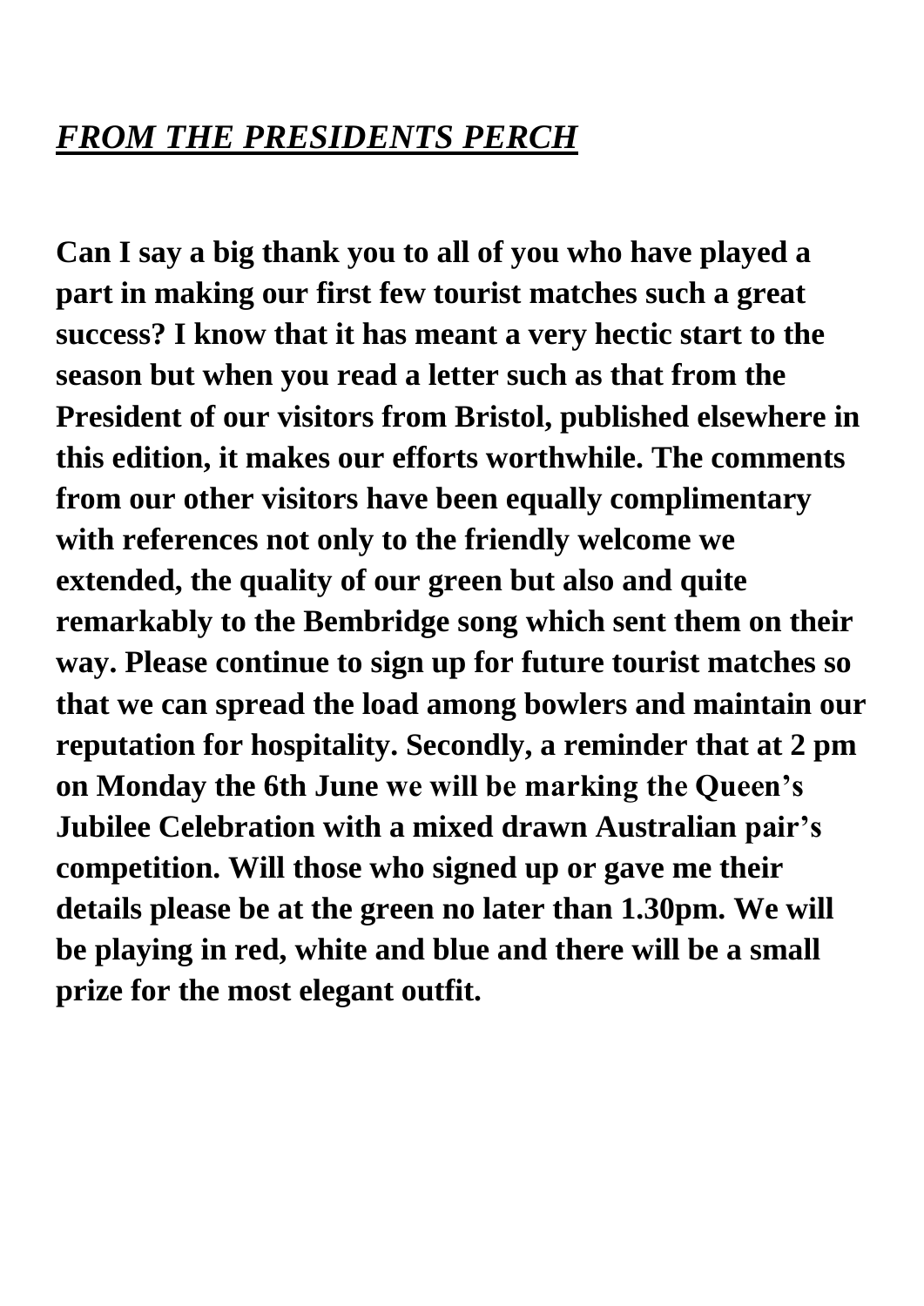## ***FROM THE PRESIDENTS PERCH***

**Can I say a big thank you to all of you who have played a part in making our first few tourist matches such a great success? I know that it has meant a very hectic start to the season but when you read a letter such as that from the President of our visitors from Bristol, published elsewhere in this edition, it makes our efforts worthwhile. The comments from our other visitors have been equally complimentary with references not only to the friendly welcome we extended, the quality of our green but also and quite remarkably to the Bembridge song which sent them on their way. Please continue to sign up for future tourist matches so that we can spread the load among bowlers and maintain our reputation for hospitality. Secondly, a reminder that at 2 pm on Monday the 6th June we will be marking the Queen's Jubilee Celebration with a mixed drawn Australian pair's competition. Will those who signed up or gave me their details please be at the green no later than 1.30pm. We will be playing in red, white and blue and there will be a small prize for the most elegant outfit.**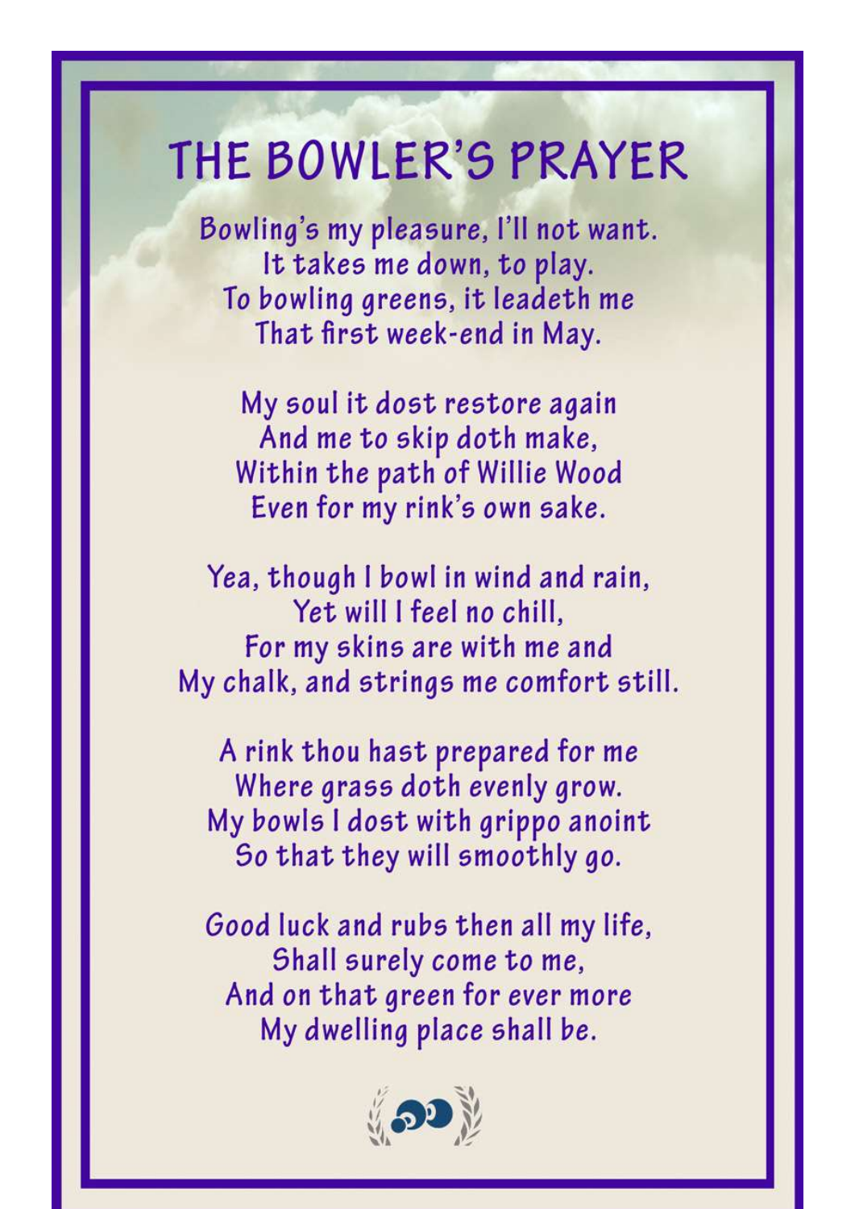# THE BOWLER'S PRAYER

Bowling's my pleasure, I'll not want.
It takes me down, to play.
To bowling greens, it leadeth me
That first week-end in May.

My soul it dost restore again
And me to skip doth make,
Within the path of Willie Wood
Even for my rink's own sake.

Yea, though I bowl in wind and rain,
Yet will I feel no chill,
For my skins are with me and
My chalk, and strings me comfort still.

A rink thou hast prepared for me
Where grass doth evenly grow.
My bowls I dost with grippo anoint
So that they will smoothly go.

Good luck and rubs then all my life,
Shall surely come to me,
And on that green for ever more
My dwelling place shall be.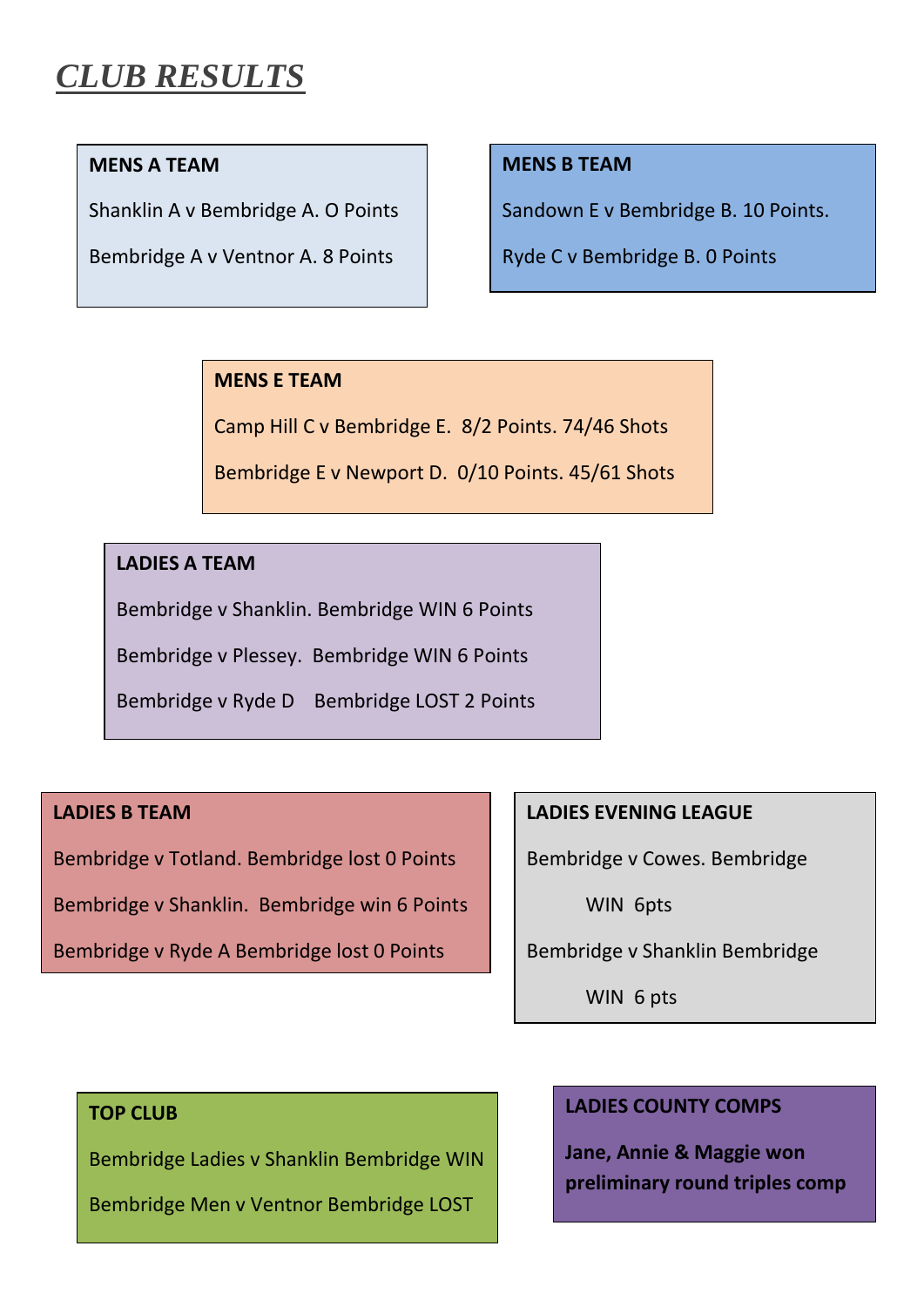# *CLUB RESULTS*

**MENS A TEAM**

Shanklin A v Bembridge A. O Points

Bembridge A v Ventnor A. 8 Points

**MENS B TEAM**

Sandown E v Bembridge B. 10 Points.

Ryde C v Bembridge B. 0 Points

**MENS E TEAM**

Camp Hill C v Bembridge E. 8/2 Points. 74/46 Shots

Bembridge E v Newport D. 0/10 Points. 45/61 Shots

**LADIES A TEAM**

Bembridge v Shanklin. Bembridge WIN 6 Points

Bembridge v Plessey. Bembridge WIN 6 Points

Bembridge v Ryde D Bembridge LOST 2 Points

**LADIES B TEAM**

Bembridge v Totland. Bembridge lost 0 Points

Bembridge v Shanklin. Bembridge win 6 Points

Bembridge v Ryde A Bembridge lost 0 Points

**LADIES EVENING LEAGUE**

Bembridge v Cowes. Bembridge WIN 6pts

Bembridge v Shanklin Bembridge WIN 6 pts

**TOP CLUB**

Bembridge Ladies v Shanklin Bembridge WIN

Bembridge Men v Ventnor Bembridge LOST

**LADIES COUNTY COMPS**

**Jane, Annie & Maggie won preliminary round triples comp**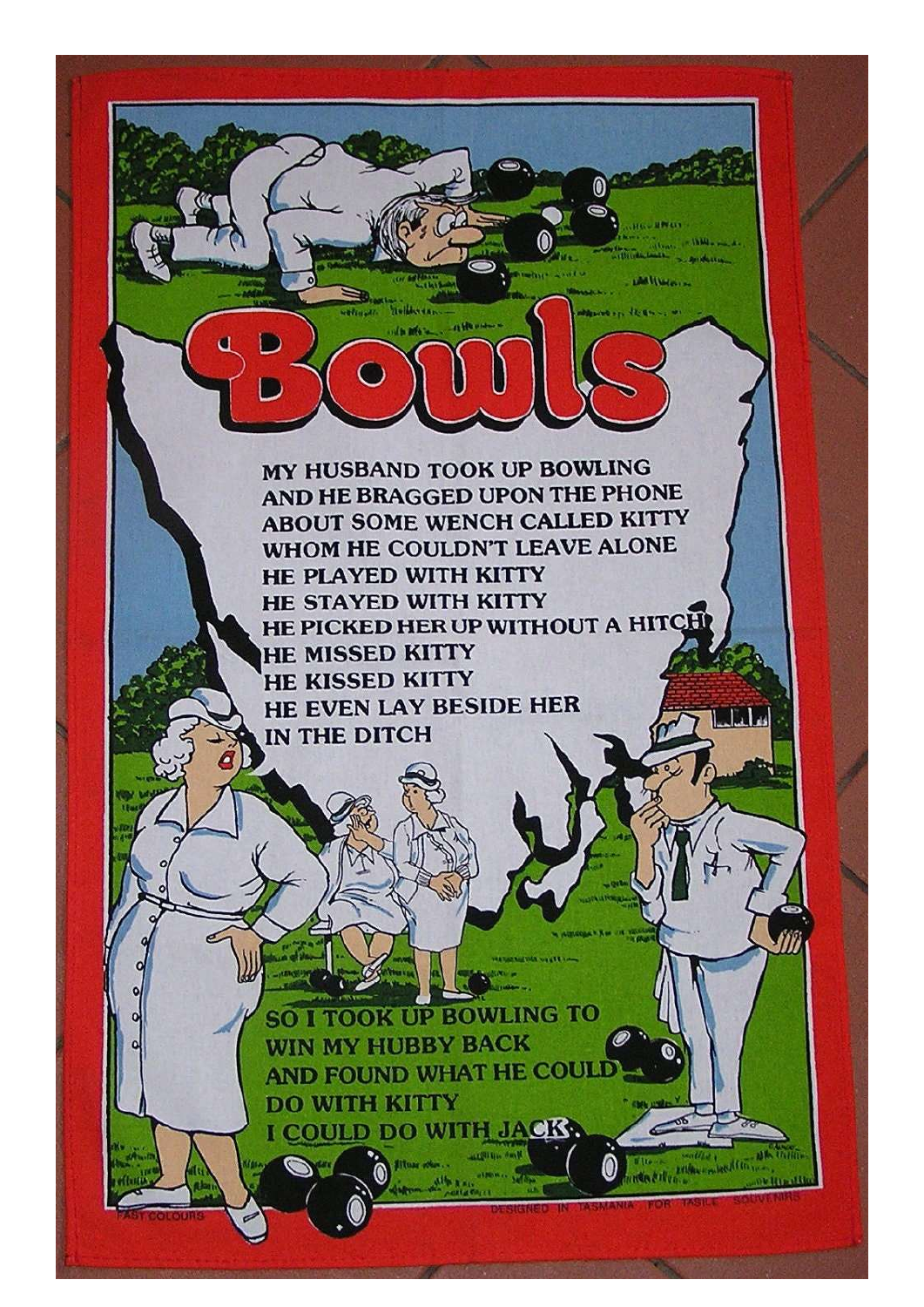# Bowls

MY HUSBAND TOOK UP BOWLING
AND HE BRAGGED UPON THE PHONE
ABOUT SOME WENCH CALLED KITTY
WHOM HE COULDN'T LEAVE ALONE
HE PLAYED WITH KITTY
HE STAYED WITH KITTY
HE PICKED HER UP WITHOUT A HITCH
HE MISSED KITTY
HE KISSED KITTY
HE EVEN LAY BESIDE HER
IN THE DITCH

SO I TOOK UP BOWLING TO
WIN MY HUBBY BACK
AND FOUND WHAT HE COULD
DO WITH KITTY
I COULD DO WITH JACK

FAST COLOURS

DESIGNED IN TASMANIA FOR TASILE SOUVENIRS